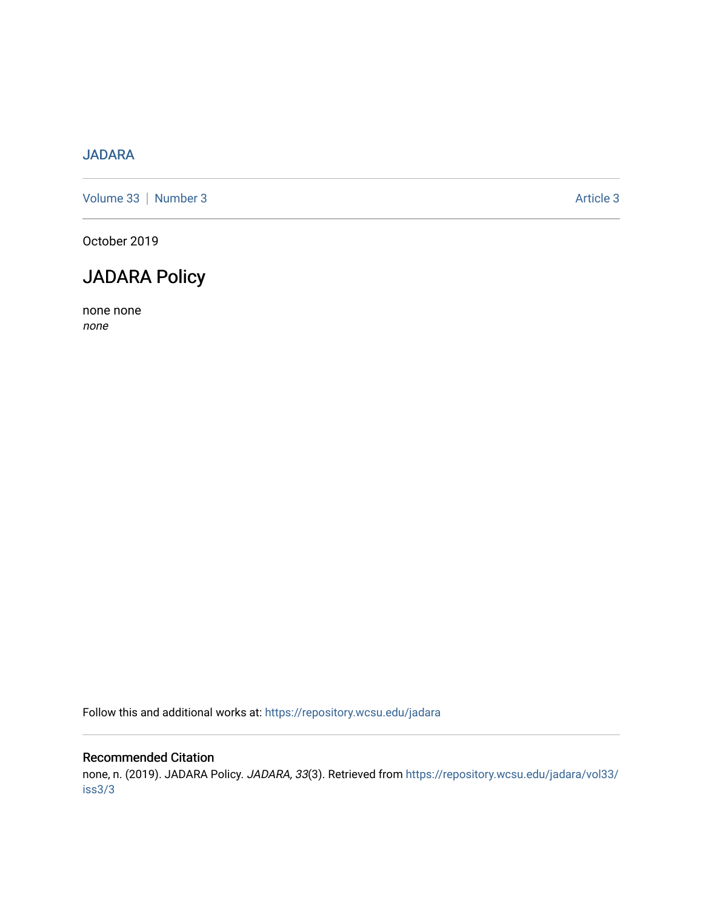JADARA

Volume 33 | Number 3 Article 3

October 2019

# JADARA Policy

none none
*none*

Follow this and additional works at: https://repository.wcsu.edu/jadara

## Recommended Citation

none, n. (2019). JADARA Policy. *JADARA, 33*(3). Retrieved from https://repository.wcsu.edu/jadara/vol33/iss3/3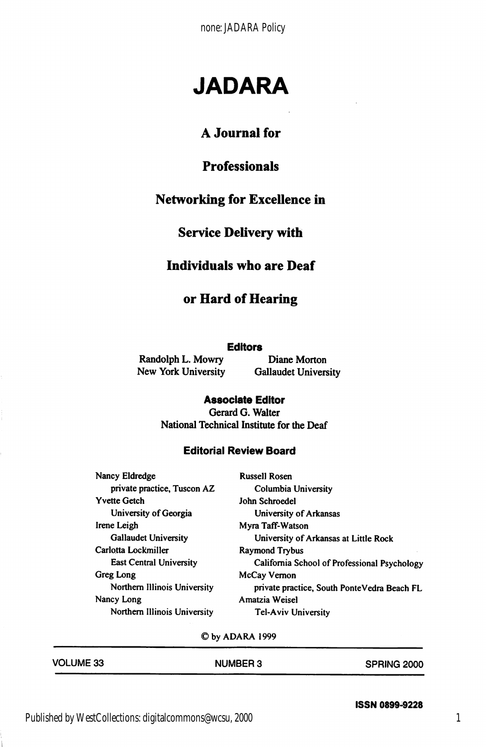# JADARA

## A Journal for Professionals Networking for Excellence in Service Delivery with Individuals who are Deaf or Hard of Hearing

**Editors**

Randolph L. Mowry
New York University

Diane Morton
Gallaudet University

**Associate Editor**

Gerard G. Walter
National Technical Institute for the Deaf

**Editorial Review Board**

Nancy Eldredge
private practice, Tuscon AZ

Yvette Getch
University of Georgia

Irene Leigh
Gallaudet University

Carlotta Lockmiller
East Central University

Greg Long
Northern Illinois University

Nancy Long
Northern Illinois University

Russell Rosen
Columbia University

John Schroedel
University of Arkansas

Myra Taff-Watson
University of Arkansas at Little Rock

Raymond Trybus
California School of Professional Psychology

McCay Vernon
private practice, South PonteVedra Beach FL

Amatzia Weisel
Tel-Aviv University

© by ADARA 1999

VOLUME 33 NUMBER 3 SPRING 2000

ISSN 0899-9228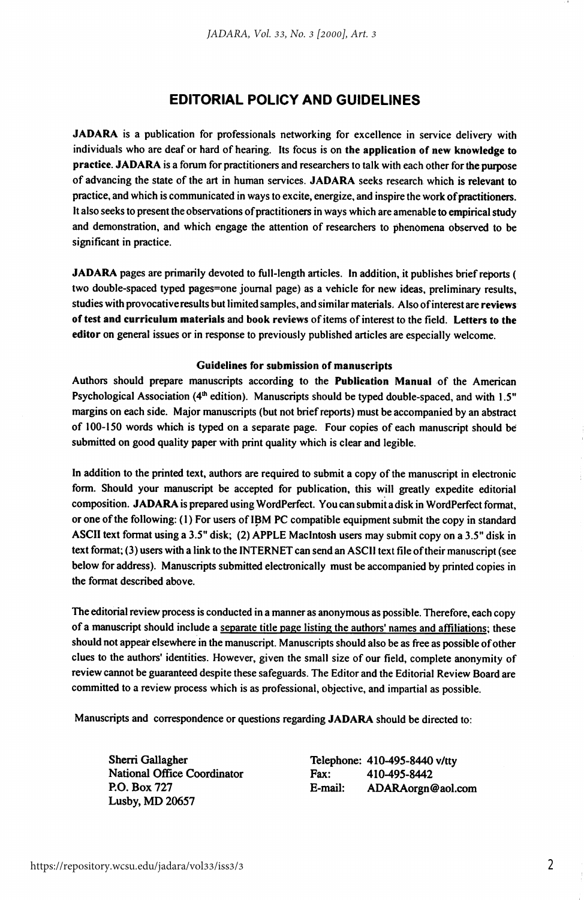# EDITORIAL POLICY AND GUIDELINES

**JADARA** is a publication for professionals networking for excellence in service delivery with individuals who are deaf or hard of hearing. Its focus is on **the application of new knowledge to practice. JADARA** is a forum for practitioners and researchers to talk with each other for the purpose of advancing the state of the art in human services. **JADARA** seeks research which is relevant to practice, and which is communicated in ways to excite, energize, and inspire the work of practitioners. It also seeks to present the observations of practitioners in ways which are amenable to empirical study and demonstration, and which engage the attention of researchers to phenomena observed to be significant in practice.

**JADARA** pages are primarily devoted to full-length articles. In addition, it publishes brief reports ( two double-spaced typed pages=one journal page) as a vehicle for new ideas, preliminary results, studies with provocative results but limited samples, and similar materials. Also of interest are **reviews of test and curriculum materials** and **book reviews** of items of interest to the field. **Letters to the editor** on general issues or in response to previously published articles are especially welcome.

### Guidelines for submission of manuscripts

Authors should prepare manuscripts according to the **Publication Manual** of the American Psychological Association (4th edition). Manuscripts should be typed double-spaced, and with 1.5" margins on each side. Major manuscripts (but not brief reports) must be accompanied by an abstract of 100-150 words which is typed on a separate page. Four copies of each manuscript should be submitted on good quality paper with print quality which is clear and legible.

In addition to the printed text, authors are required to submit a copy of the manuscript in electronic form. Should your manuscript be accepted for publication, this will greatly expedite editorial composition. **JADARA** is prepared using WordPerfect. You can submit a disk in WordPerfect format, or one of the following: (1) For users of IBM PC compatible equipment submit the copy in standard ASCII text format using a 3.5" disk; (2) APPLE MacIntosh users may submit copy on a 3.5" disk in text format; (3) users with a link to the INTERNET can send an ASCII text file of their manuscript (see below for address). Manuscripts submitted electronically must be accompanied by printed copies in the format described above.

The editorial review process is conducted in a manner as anonymous as possible. Therefore, each copy of a manuscript should include a separate title page listing the authors' names and affiliations; these should not appear elsewhere in the manuscript. Manuscripts should also be as free as possible of other clues to the authors' identities. However, given the small size of our field, complete anonymity of review cannot be guaranteed despite these safeguards. The Editor and the Editorial Review Board are committed to a review process which is as professional, objective, and impartial as possible.

Manuscripts and correspondence or questions regarding **JADARA** should be directed to:

**Sherri Gallagher**
**National Office Coordinator**
**P.O. Box 727**
**Lusby, MD 20657**

**Telephone:** 410-495-8440 v/tty
**Fax:** 410-495-8442
**E-mail:** ADARAorgn@aol.com